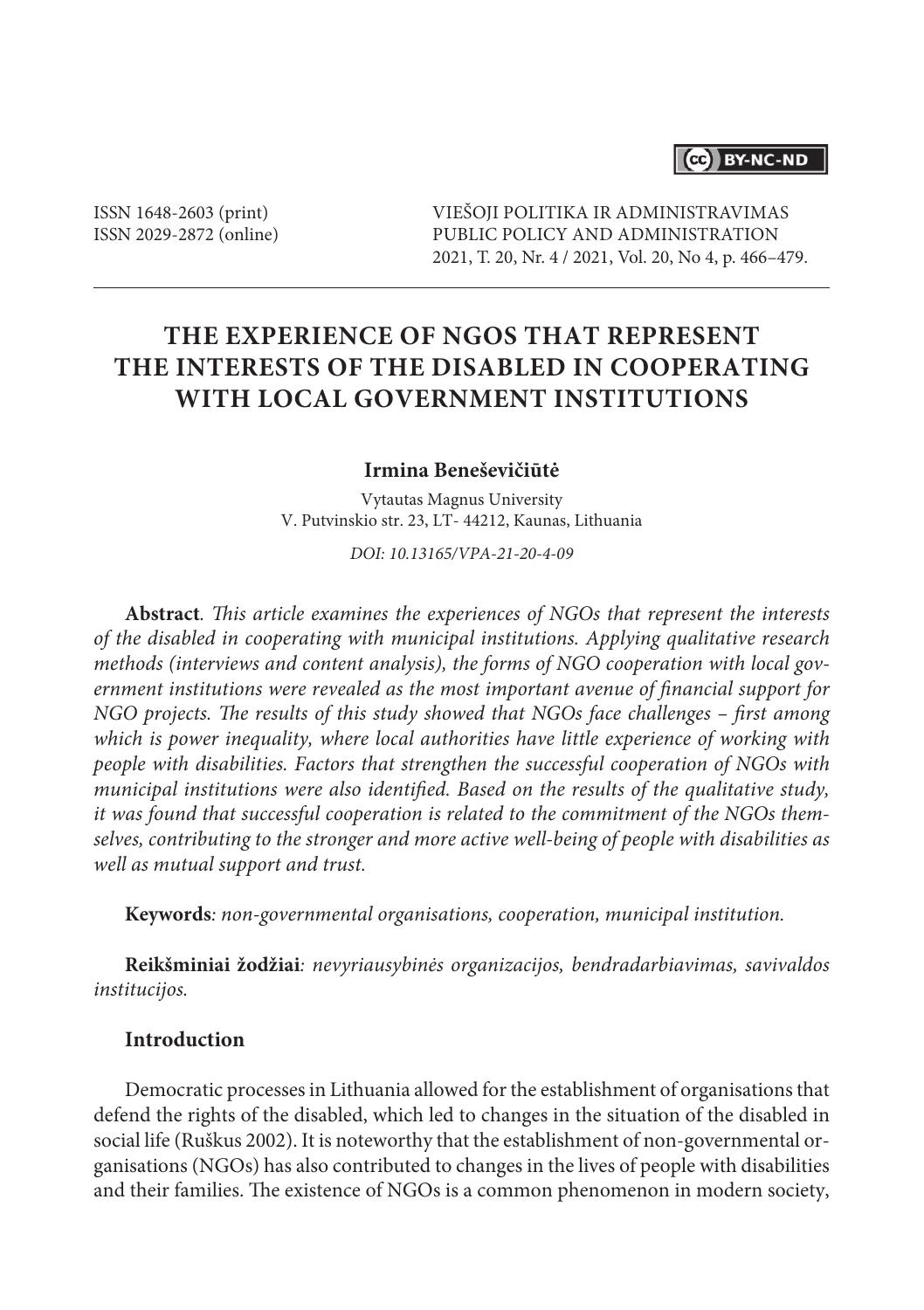ISSN 1648-2603 (print)
ISSN 2029-2872 (online)

VIEŠOJI POLITIKA IR ADMINISTRAVIMAS
PUBLIC POLICY AND ADMINISTRATION
2021, T. 20, Nr. 4 / 2021, Vol. 20, No 4, p. 466–479.

# THE EXPERIENCE OF NGOS THAT REPRESENT THE INTERESTS OF THE DISABLED IN COOPERATING WITH LOCAL GOVERNMENT INSTITUTIONS

**Irmina Beneševičiūtė**

Vytautas Magnus University
V. Putvinskio str. 23, LT- 44212, Kaunas, Lithuania

*DOI: 10.13165/VPA-21-20-4-09*

**Abstract**. *This article examines the experiences of NGOs that represent the interests of the disabled in cooperating with municipal institutions. Applying qualitative research methods (interviews and content analysis), the forms of NGO cooperation with local government institutions were revealed as the most important avenue of financial support for NGO projects. The results of this study showed that NGOs face challenges – first among which is power inequality, where local authorities have little experience of working with people with disabilities. Factors that strengthen the successful cooperation of NGOs with municipal institutions were also identified. Based on the results of the qualitative study, it was found that successful cooperation is related to the commitment of the NGOs themselves, contributing to the stronger and more active well-being of people with disabilities as well as mutual support and trust.*

**Keywords***: non-governmental organisations, cooperation, municipal institution.*

**Reikšminiai žodžiai***: nevyriausybinės organizacijos, bendradarbiavimas, savivaldos institucijos.*

## Introduction

Democratic processes in Lithuania allowed for the establishment of organisations that defend the rights of the disabled, which led to changes in the situation of the disabled in social life (Ruškus 2002). It is noteworthy that the establishment of non-governmental organisations (NGOs) has also contributed to changes in the lives of people with disabilities and their families. The existence of NGOs is a common phenomenon in modern society,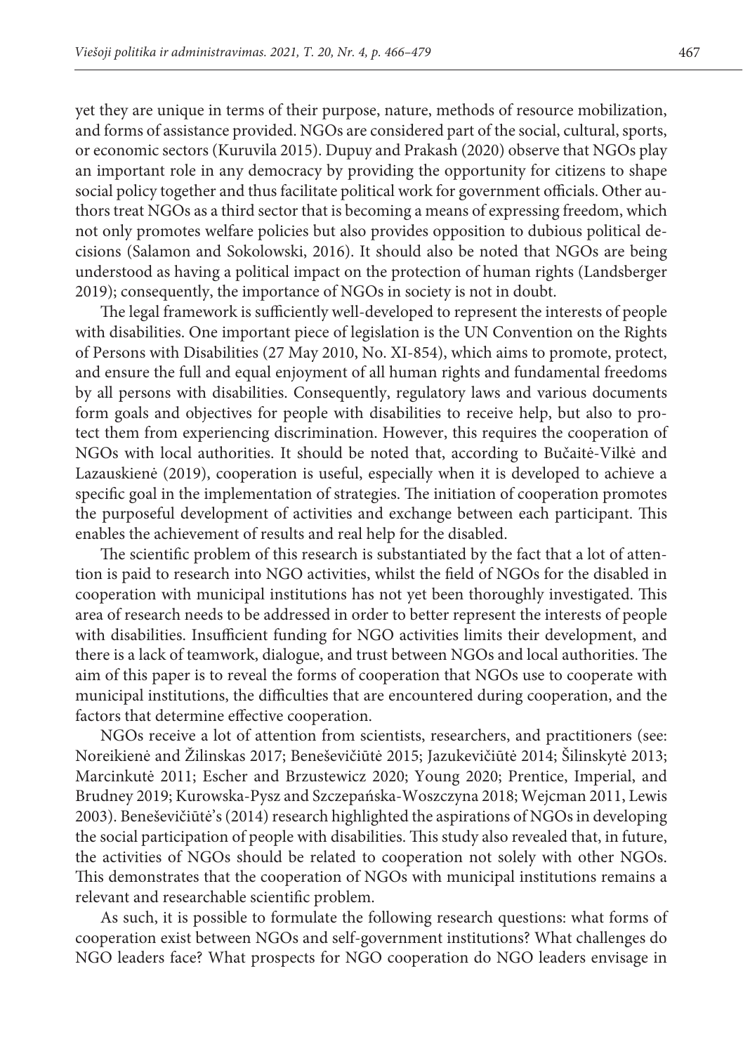yet they are unique in terms of their purpose, nature, methods of resource mobilization, and forms of assistance provided. NGOs are considered part of the social, cultural, sports, or economic sectors (Kuruvila 2015). Dupuy and Prakash (2020) observe that NGOs play an important role in any democracy by providing the opportunity for citizens to shape social policy together and thus facilitate political work for government officials. Other authors treat NGOs as a third sector that is becoming a means of expressing freedom, which not only promotes welfare policies but also provides opposition to dubious political decisions (Salamon and Sokolowski, 2016). It should also be noted that NGOs are being understood as having a political impact on the protection of human rights (Landsberger 2019); consequently, the importance of NGOs in society is not in doubt.

The legal framework is sufficiently well-developed to represent the interests of people with disabilities. One important piece of legislation is the UN Convention on the Rights of Persons with Disabilities (27 May 2010, No. XI-854), which aims to promote, protect, and ensure the full and equal enjoyment of all human rights and fundamental freedoms by all persons with disabilities. Consequently, regulatory laws and various documents form goals and objectives for people with disabilities to receive help, but also to protect them from experiencing discrimination. However, this requires the cooperation of NGOs with local authorities. It should be noted that, according to Bučaitė-Vilkė and Lazauskienė (2019), cooperation is useful, especially when it is developed to achieve a specific goal in the implementation of strategies. The initiation of cooperation promotes the purposeful development of activities and exchange between each participant. This enables the achievement of results and real help for the disabled.

The scientific problem of this research is substantiated by the fact that a lot of attention is paid to research into NGO activities, whilst the field of NGOs for the disabled in cooperation with municipal institutions has not yet been thoroughly investigated. This area of research needs to be addressed in order to better represent the interests of people with disabilities. Insufficient funding for NGO activities limits their development, and there is a lack of teamwork, dialogue, and trust between NGOs and local authorities. The aim of this paper is to reveal the forms of cooperation that NGOs use to cooperate with municipal institutions, the difficulties that are encountered during cooperation, and the factors that determine effective cooperation.

NGOs receive a lot of attention from scientists, researchers, and practitioners (see: Noreikienė and Žilinskas 2017; Beneševičiūtė 2015; Jazukevičiūtė 2014; Šilinskytė 2013; Marcinkutė 2011; Escher and Brzustewicz 2020; Young 2020; Prentice, Imperial, and Brudney 2019; Kurowska-Pysz and Szczepańska-Woszczyna 2018; Wejcman 2011, Lewis 2003). Beneševičiūtė's (2014) research highlighted the aspirations of NGOs in developing the social participation of people with disabilities. This study also revealed that, in future, the activities of NGOs should be related to cooperation not solely with other NGOs. This demonstrates that the cooperation of NGOs with municipal institutions remains a relevant and researchable scientific problem.

As such, it is possible to formulate the following research questions: what forms of cooperation exist between NGOs and self-government institutions? What challenges do NGO leaders face? What prospects for NGO cooperation do NGO leaders envisage in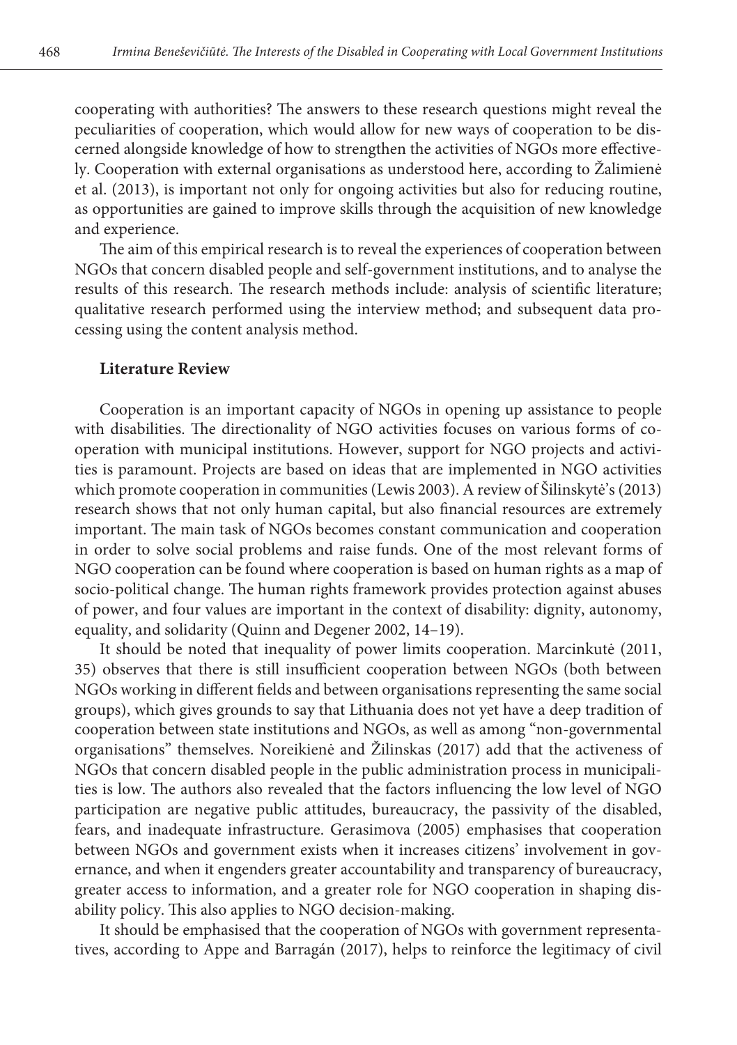cooperating with authorities? The answers to these research questions might reveal the peculiarities of cooperation, which would allow for new ways of cooperation to be discerned alongside knowledge of how to strengthen the activities of NGOs more effectively. Cooperation with external organisations as understood here, according to Žalimienė et al. (2013), is important not only for ongoing activities but also for reducing routine, as opportunities are gained to improve skills through the acquisition of new knowledge and experience.

The aim of this empirical research is to reveal the experiences of cooperation between NGOs that concern disabled people and self-government institutions, and to analyse the results of this research. The research methods include: analysis of scientific literature; qualitative research performed using the interview method; and subsequent data processing using the content analysis method.

## Literature Review

Cooperation is an important capacity of NGOs in opening up assistance to people with disabilities. The directionality of NGO activities focuses on various forms of cooperation with municipal institutions. However, support for NGO projects and activities is paramount. Projects are based on ideas that are implemented in NGO activities which promote cooperation in communities (Lewis 2003). A review of Šilinskytė's (2013) research shows that not only human capital, but also financial resources are extremely important. The main task of NGOs becomes constant communication and cooperation in order to solve social problems and raise funds. One of the most relevant forms of NGO cooperation can be found where cooperation is based on human rights as a map of socio-political change. The human rights framework provides protection against abuses of power, and four values are important in the context of disability: dignity, autonomy, equality, and solidarity (Quinn and Degener 2002, 14–19).

It should be noted that inequality of power limits cooperation. Marcinkutė (2011, 35) observes that there is still insufficient cooperation between NGOs (both between NGOs working in different fields and between organisations representing the same social groups), which gives grounds to say that Lithuania does not yet have a deep tradition of cooperation between state institutions and NGOs, as well as among "non-governmental organisations" themselves. Noreikienė and Žilinskas (2017) add that the activeness of NGOs that concern disabled people in the public administration process in municipalities is low. The authors also revealed that the factors influencing the low level of NGO participation are negative public attitudes, bureaucracy, the passivity of the disabled, fears, and inadequate infrastructure. Gerasimova (2005) emphasises that cooperation between NGOs and government exists when it increases citizens' involvement in governance, and when it engenders greater accountability and transparency of bureaucracy, greater access to information, and a greater role for NGO cooperation in shaping disability policy. This also applies to NGO decision-making.

It should be emphasised that the cooperation of NGOs with government representatives, according to Appe and Barragán (2017), helps to reinforce the legitimacy of civil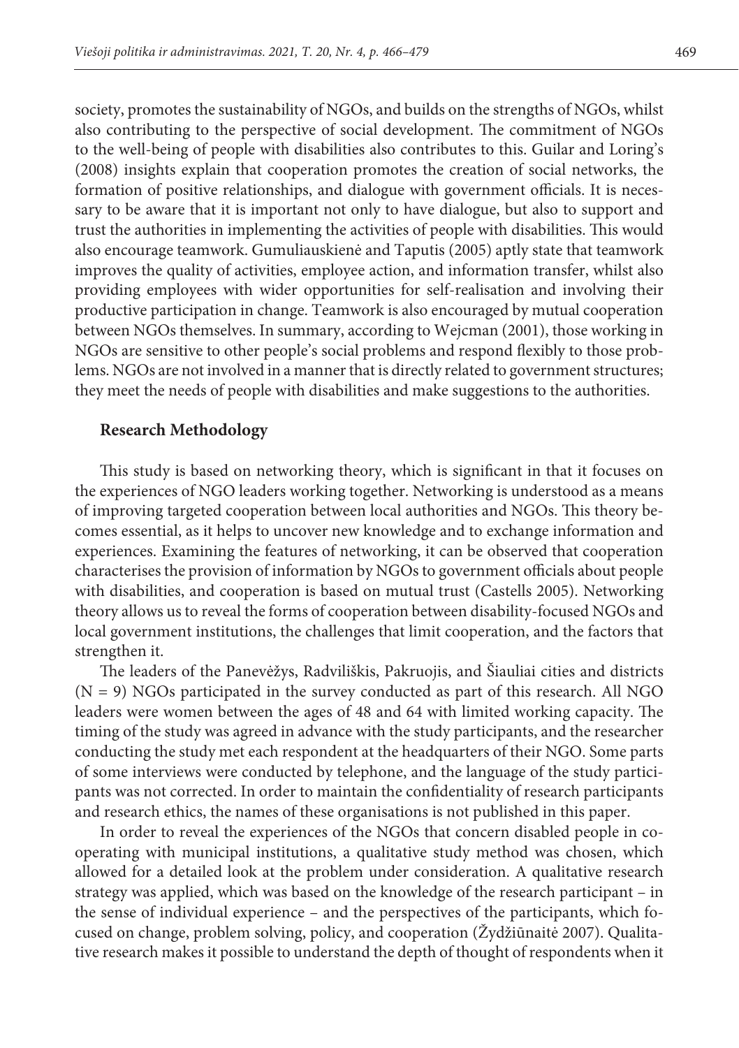society, promotes the sustainability of NGOs, and builds on the strengths of NGOs, whilst also contributing to the perspective of social development. The commitment of NGOs to the well-being of people with disabilities also contributes to this. Guilar and Loring's (2008) insights explain that cooperation promotes the creation of social networks, the formation of positive relationships, and dialogue with government officials. It is necessary to be aware that it is important not only to have dialogue, but also to support and trust the authorities in implementing the activities of people with disabilities. This would also encourage teamwork. Gumuliauskienė and Taputis (2005) aptly state that teamwork improves the quality of activities, employee action, and information transfer, whilst also providing employees with wider opportunities for self-realisation and involving their productive participation in change. Teamwork is also encouraged by mutual cooperation between NGOs themselves. In summary, according to Wejcman (2001), those working in NGOs are sensitive to other people's social problems and respond flexibly to those problems. NGOs are not involved in a manner that is directly related to government structures; they meet the needs of people with disabilities and make suggestions to the authorities.

## Research Methodology

This study is based on networking theory, which is significant in that it focuses on the experiences of NGO leaders working together. Networking is understood as a means of improving targeted cooperation between local authorities and NGOs. This theory becomes essential, as it helps to uncover new knowledge and to exchange information and experiences. Examining the features of networking, it can be observed that cooperation characterises the provision of information by NGOs to government officials about people with disabilities, and cooperation is based on mutual trust (Castells 2005). Networking theory allows us to reveal the forms of cooperation between disability-focused NGOs and local government institutions, the challenges that limit cooperation, and the factors that strengthen it.

The leaders of the Panevėžys, Radviliškis, Pakruojis, and Šiauliai cities and districts (N = 9) NGOs participated in the survey conducted as part of this research. All NGO leaders were women between the ages of 48 and 64 with limited working capacity. The timing of the study was agreed in advance with the study participants, and the researcher conducting the study met each respondent at the headquarters of their NGO. Some parts of some interviews were conducted by telephone, and the language of the study participants was not corrected. In order to maintain the confidentiality of research participants and research ethics, the names of these organisations is not published in this paper.

In order to reveal the experiences of the NGOs that concern disabled people in cooperating with municipal institutions, a qualitative study method was chosen, which allowed for a detailed look at the problem under consideration. A qualitative research strategy was applied, which was based on the knowledge of the research participant – in the sense of individual experience – and the perspectives of the participants, which focused on change, problem solving, policy, and cooperation (Žydžiūnaitė 2007). Qualitative research makes it possible to understand the depth of thought of respondents when it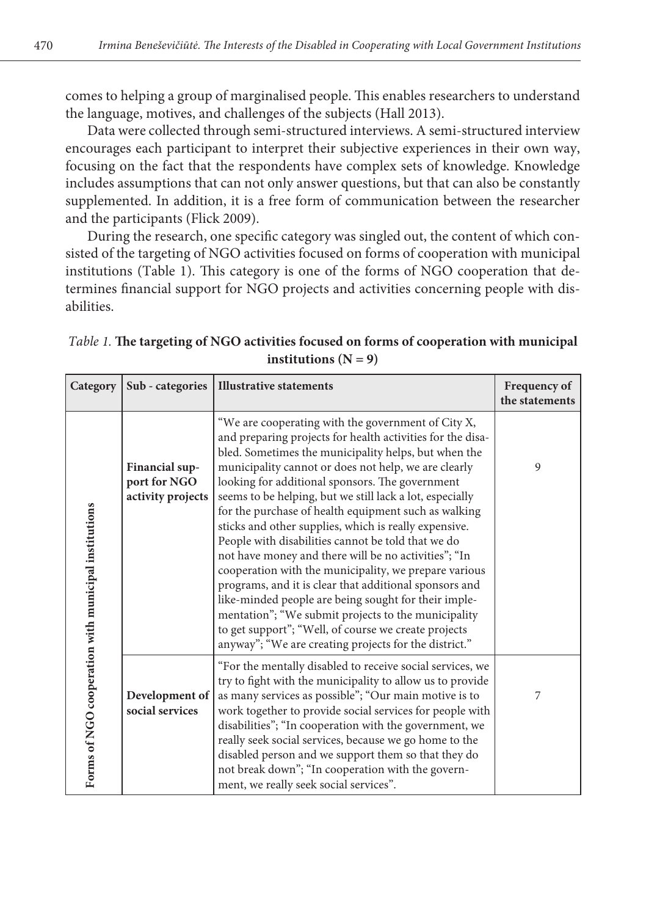comes to helping a group of marginalised people. This enables researchers to understand the language, motives, and challenges of the subjects (Hall 2013).

Data were collected through semi-structured interviews. A semi-structured interview encourages each participant to interpret their subjective experiences in their own way, focusing on the fact that the respondents have complex sets of knowledge. Knowledge includes assumptions that can not only answer questions, but that can also be constantly supplemented. In addition, it is a free form of communication between the researcher and the participants (Flick 2009).

During the research, one specific category was singled out, the content of which consisted of the targeting of NGO activities focused on forms of cooperation with municipal institutions (Table 1). This category is one of the forms of NGO cooperation that determines financial support for NGO projects and activities concerning people with disabilities.

*Table 1.* **The targeting of NGO activities focused on forms of cooperation with municipal institutions (N = 9)**

| Category | Sub - categories | Illustrative statements | Frequency of the statements |
|---|---|---|---|
| Forms of NGO cooperation with municipal institutions | **Financial support for NGO activity projects** | "We are cooperating with the government of City X, and preparing projects for health activities for the disabled. Sometimes the municipality helps, but when the municipality cannot or does not help, we are clearly looking for additional sponsors. The government seems to be helping, but we still lack a lot, especially for the purchase of health equipment such as walking sticks and other supplies, which is really expensive. People with disabilities cannot be told that we do not have money and there will be no activities"; "In cooperation with the municipality, we prepare various programs, and it is clear that additional sponsors and like-minded people are being sought for their implementation"; "We submit projects to the municipality to get support"; "Well, of course we create projects anyway"; "We are creating projects for the district." | 9 |
| | **Development of social services** | "For the mentally disabled to receive social services, we try to fight with the municipality to allow us to provide as many services as possible"; "Our main motive is to work together to provide social services for people with disabilities"; "In cooperation with the government, we really seek social services, because we go home to the disabled person and we support them so that they do not break down"; "In cooperation with the government, we really seek social services". | 7 |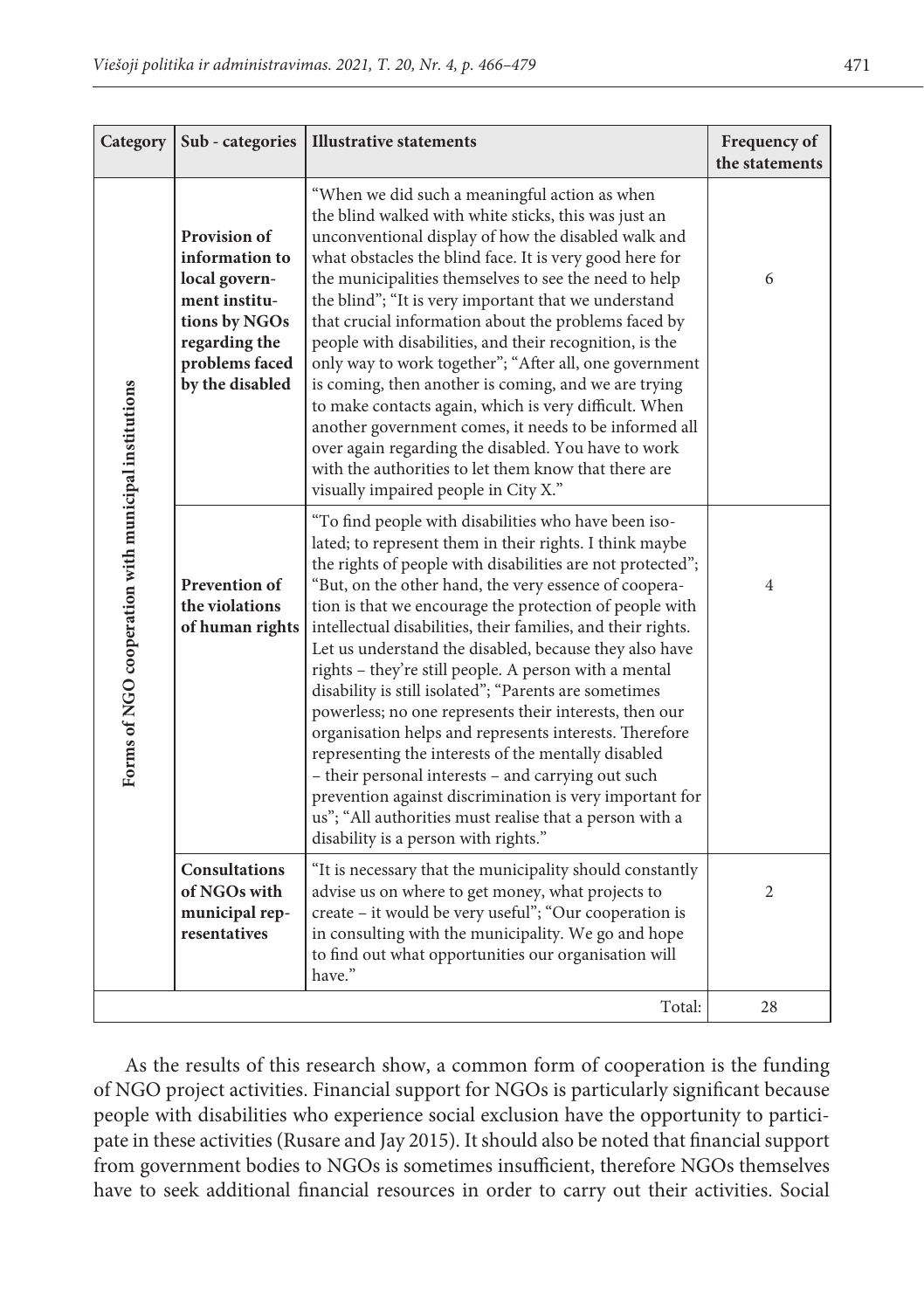| Category | Sub - categories | Illustrative statements | Frequency of the statements |
|---|---|---|---|
| Forms of NGO cooperation with municipal institutions | **Provision of information to local government institutions by NGOs regarding the problems faced by the disabled** | "When we did such a meaningful action as when the blind walked with white sticks, this was just an unconventional display of how the disabled walk and what obstacles the blind face. It is very good here for the municipalities themselves to see the need to help the blind"; "It is very important that we understand that crucial information about the problems faced by people with disabilities, and their recognition, is the only way to work together"; "After all, one government is coming, then another is coming, and we are trying to make contacts again, which is very difficult. When another government comes, it needs to be informed all over again regarding the disabled. You have to work with the authorities to let them know that there are visually impaired people in City X." | 6 |
| | **Prevention of the violations of human rights** | "To find people with disabilities who have been isolated; to represent them in their rights. I think maybe the rights of people with disabilities are not protected"; "But, on the other hand, the very essence of cooperation is that we encourage the protection of people with intellectual disabilities, their families, and their rights. Let us understand the disabled, because they also have rights – they're still people. A person with a mental disability is still isolated"; "Parents are sometimes powerless; no one represents their interests, then our organisation helps and represents interests. Therefore representing the interests of the mentally disabled – their personal interests – and carrying out such prevention against discrimination is very important for us"; "All authorities must realise that a person with a disability is a person with rights." | 4 |
| | **Consultations of NGOs with municipal representatives** | "It is necessary that the municipality should constantly advise us on where to get money, what projects to create – it would be very useful"; "Our cooperation is in consulting with the municipality. We go and hope to find out what opportunities our organisation will have." | 2 |
| | | Total: | 28 |

As the results of this research show, a common form of cooperation is the funding of NGO project activities. Financial support for NGOs is particularly significant because people with disabilities who experience social exclusion have the opportunity to participate in these activities (Rusare and Jay 2015). It should also be noted that financial support from government bodies to NGOs is sometimes insufficient, therefore NGOs themselves have to seek additional financial resources in order to carry out their activities. Social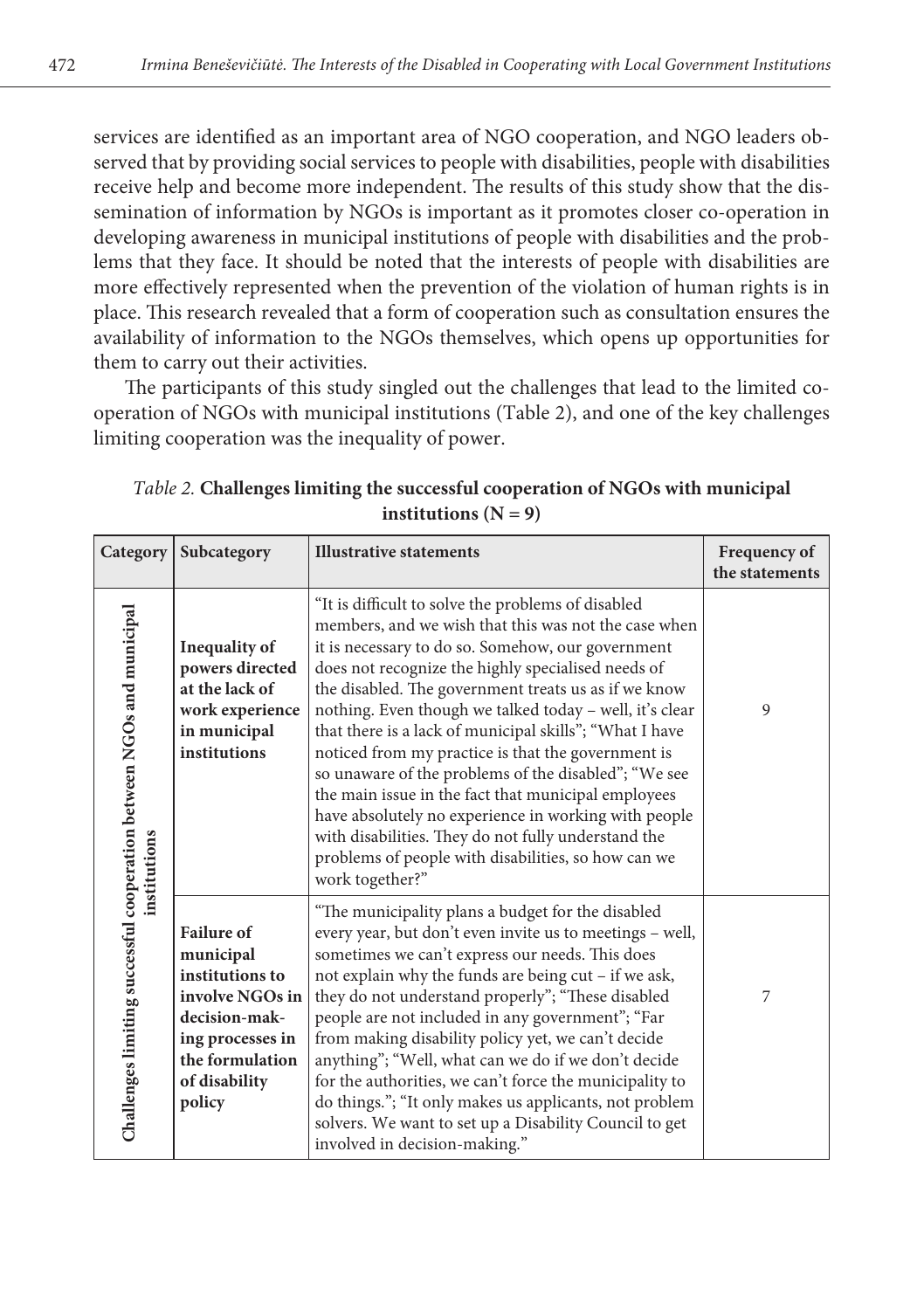services are identified as an important area of NGO cooperation, and NGO leaders observed that by providing social services to people with disabilities, people with disabilities receive help and become more independent. The results of this study show that the dissemination of information by NGOs is important as it promotes closer co-operation in developing awareness in municipal institutions of people with disabilities and the problems that they face. It should be noted that the interests of people with disabilities are more effectively represented when the prevention of the violation of human rights is in place. This research revealed that a form of cooperation such as consultation ensures the availability of information to the NGOs themselves, which opens up opportunities for them to carry out their activities.

The participants of this study singled out the challenges that lead to the limited co-operation of NGOs with municipal institutions (Table 2), and one of the key challenges limiting cooperation was the inequality of power.

*Table 2.* **Challenges limiting the successful cooperation of NGOs with municipal institutions (N = 9)**

| Category | Subcategory | Illustrative statements | Frequency of the statements |
|---|---|---|---|
| Challenges limiting successful cooperation between NGOs and municipal institutions | **Inequality of powers directed at the lack of work experience in municipal institutions** | "It is difficult to solve the problems of disabled members, and we wish that this was not the case when it is necessary to do so. Somehow, our government does not recognize the highly specialised needs of the disabled. The government treats us as if we know nothing. Even though we talked today – well, it's clear that there is a lack of municipal skills"; "What I have noticed from my practice is that the government is so unaware of the problems of the disabled"; "We see the main issue in the fact that municipal employees have absolutely no experience in working with people with disabilities. They do not fully understand the problems of people with disabilities, so how can we work together?" | 9 |
| | **Failure of municipal institutions to involve NGOs in decision-making processes in the formulation of disability policy** | "The municipality plans a budget for the disabled every year, but don't even invite us to meetings – well, sometimes we can't express our needs. This does not explain why the funds are being cut – if we ask, they do not understand properly"; "These disabled people are not included in any government"; "Far from making disability policy yet, we can't decide anything"; "Well, what can we do if we don't decide for the authorities, we can't force the municipality to do things."; "It only makes us applicants, not problem solvers. We want to set up a Disability Council to get involved in decision-making." | 7 |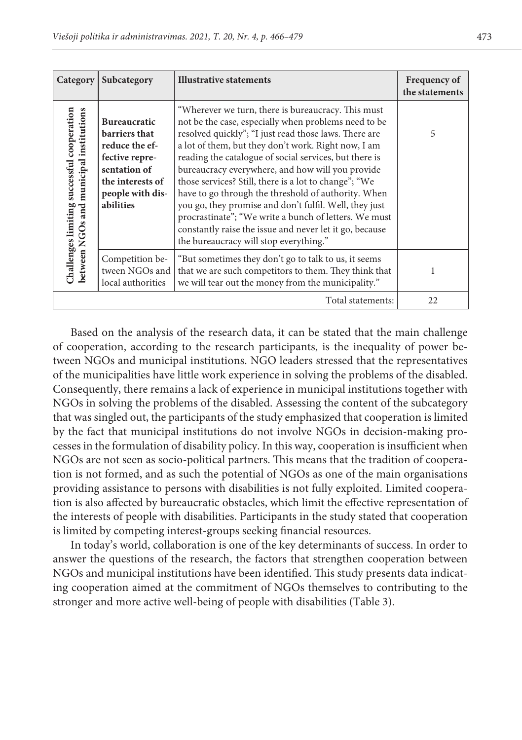| Category | Subcategory | Illustrative statements | Frequency of the statements |
|---|---|---|---|
| **Challenges limiting successful cooperation between NGOs and municipal institutions** | **Bureaucratic barriers that reduce the effective representation of the interests of people with disabilities** | "Wherever we turn, there is bureaucracy. This must not be the case, especially when problems need to be resolved quickly"; "I just read those laws. There are a lot of them, but they don't work. Right now, I am reading the catalogue of social services, but there is bureaucracy everywhere, and how will you provide those services? Still, there is a lot to change"; "We have to go through the threshold of authority. When you go, they promise and don't fulfil. Well, they just procrastinate"; "We write a bunch of letters. We must constantly raise the issue and never let it go, because the bureaucracy will stop everything." | 5 |
| | Competition between NGOs and local authorities | "But sometimes they don't go to talk to us, it seems that we are such competitors to them. They think that we will tear out the money from the municipality." | 1 |
| | | Total statements: | 22 |

Based on the analysis of the research data, it can be stated that the main challenge of cooperation, according to the research participants, is the inequality of power between NGOs and municipal institutions. NGO leaders stressed that the representatives of the municipalities have little work experience in solving the problems of the disabled. Consequently, there remains a lack of experience in municipal institutions together with NGOs in solving the problems of the disabled. Assessing the content of the subcategory that was singled out, the participants of the study emphasized that cooperation is limited by the fact that municipal institutions do not involve NGOs in decision-making processes in the formulation of disability policy. In this way, cooperation is insufficient when NGOs are not seen as socio-political partners. This means that the tradition of cooperation is not formed, and as such the potential of NGOs as one of the main organisations providing assistance to persons with disabilities is not fully exploited. Limited cooperation is also affected by bureaucratic obstacles, which limit the effective representation of the interests of people with disabilities. Participants in the study stated that cooperation is limited by competing interest-groups seeking financial resources.

In today's world, collaboration is one of the key determinants of success. In order to answer the questions of the research, the factors that strengthen cooperation between NGOs and municipal institutions have been identified. This study presents data indicating cooperation aimed at the commitment of NGOs themselves to contributing to the stronger and more active well-being of people with disabilities (Table 3).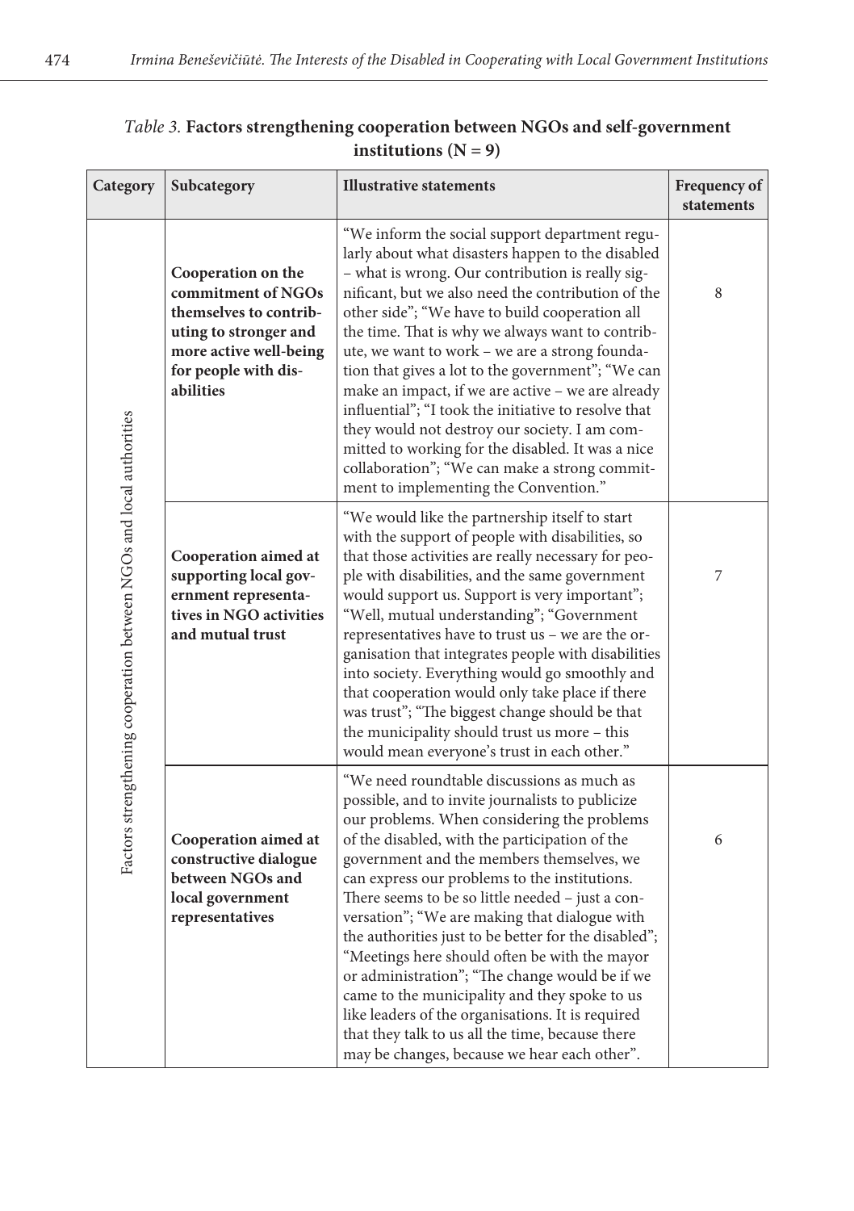*Table 3.* **Factors strengthening cooperation between NGOs and self-government institutions (N = 9)**

| Category | Subcategory | Illustrative statements | Frequency of statements |
|---|---|---|---|
| Factors strengthening cooperation between NGOs and local authorities | **Cooperation on the commitment of NGOs themselves to contributing to stronger and more active well-being for people with disabilities** | "We inform the social support department regularly about what disasters happen to the disabled – what is wrong. Our contribution is really significant, but we also need the contribution of the other side"; "We have to build cooperation all the time. That is why we always want to contribute, we want to work – we are a strong foundation that gives a lot to the government"; "We can make an impact, if we are active – we are already influential"; "I took the initiative to resolve that they would not destroy our society. I am committed to working for the disabled. It was a nice collaboration"; "We can make a strong commitment to implementing the Convention." | 8 |
| | **Cooperation aimed at supporting local government representatives in NGO activities and mutual trust** | "We would like the partnership itself to start with the support of people with disabilities, so that those activities are really necessary for people with disabilities, and the same government would support us. Support is very important"; "Well, mutual understanding"; "Government representatives have to trust us – we are the organisation that integrates people with disabilities into society. Everything would go smoothly and that cooperation would only take place if there was trust"; "The biggest change should be that the municipality should trust us more – this would mean everyone's trust in each other." | 7 |
| | **Cooperation aimed at constructive dialogue between NGOs and local government representatives** | "We need roundtable discussions as much as possible, and to invite journalists to publicize our problems. When considering the problems of the disabled, with the participation of the government and the members themselves, we can express our problems to the institutions. There seems to be so little needed – just a conversation"; "We are making that dialogue with the authorities just to be better for the disabled"; "Meetings here should often be with the mayor or administration"; "The change would be if we came to the municipality and they spoke to us like leaders of the organisations. It is required that they talk to us all the time, because there may be changes, because we hear each other". | 6 |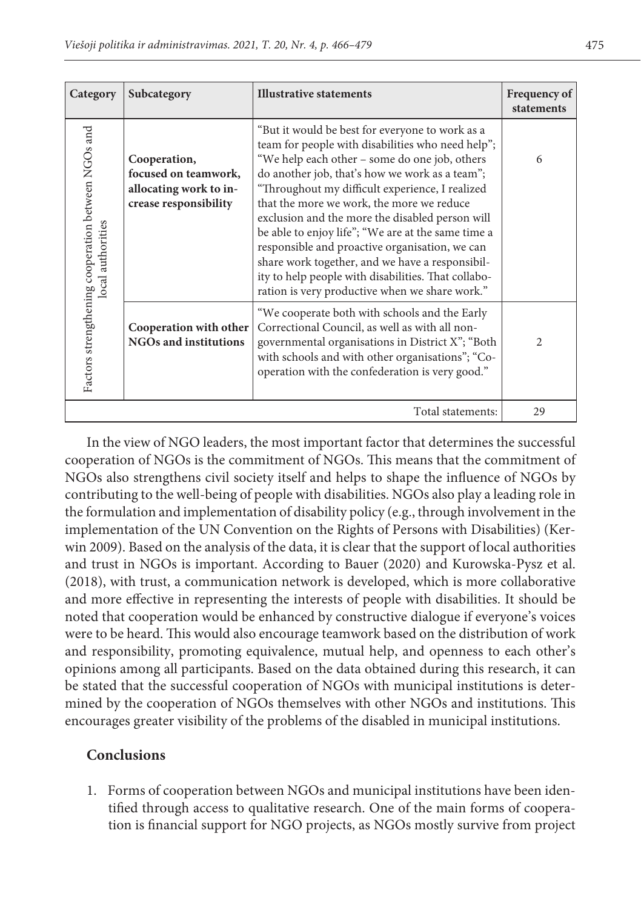| Category | Subcategory | Illustrative statements | Frequency of statements |
|---|---|---|---|
| Factors strengthening cooperation between NGOs and local authorities | **Cooperation, focused on teamwork, allocating work to increase responsibility** | "But it would be best for everyone to work as a team for people with disabilities who need help"; "We help each other – some do one job, others do another job, that's how we work as a team"; "Throughout my difficult experience, I realized that the more we work, the more we reduce exclusion and the more the disabled person will be able to enjoy life"; "We are at the same time a responsible and proactive organisation, we can share work together, and we have a responsibility to help people with disabilities. That collaboration is very productive when we share work." | 6 |
| | **Cooperation with other NGOs and institutions** | "We cooperate both with schools and the Early Correctional Council, as well as with all non-governmental organisations in District X"; "Both with schools and with other organisations"; "Cooperation with the confederation is very good." | 2 |
| | | Total statements: | 29 |

In the view of NGO leaders, the most important factor that determines the successful cooperation of NGOs is the commitment of NGOs. This means that the commitment of NGOs also strengthens civil society itself and helps to shape the influence of NGOs by contributing to the well-being of people with disabilities. NGOs also play a leading role in the formulation and implementation of disability policy (e.g., through involvement in the implementation of the UN Convention on the Rights of Persons with Disabilities) (Kerwin 2009). Based on the analysis of the data, it is clear that the support of local authorities and trust in NGOs is important. According to Bauer (2020) and Kurowska-Pysz et al. (2018), with trust, a communication network is developed, which is more collaborative and more effective in representing the interests of people with disabilities. It should be noted that cooperation would be enhanced by constructive dialogue if everyone's voices were to be heard. This would also encourage teamwork based on the distribution of work and responsibility, promoting equivalence, mutual help, and openness to each other's opinions among all participants. Based on the data obtained during this research, it can be stated that the successful cooperation of NGOs with municipal institutions is determined by the cooperation of NGOs themselves with other NGOs and institutions. This encourages greater visibility of the problems of the disabled in municipal institutions.

## Conclusions

1. Forms of cooperation between NGOs and municipal institutions have been identified through access to qualitative research. One of the main forms of cooperation is financial support for NGO projects, as NGOs mostly survive from project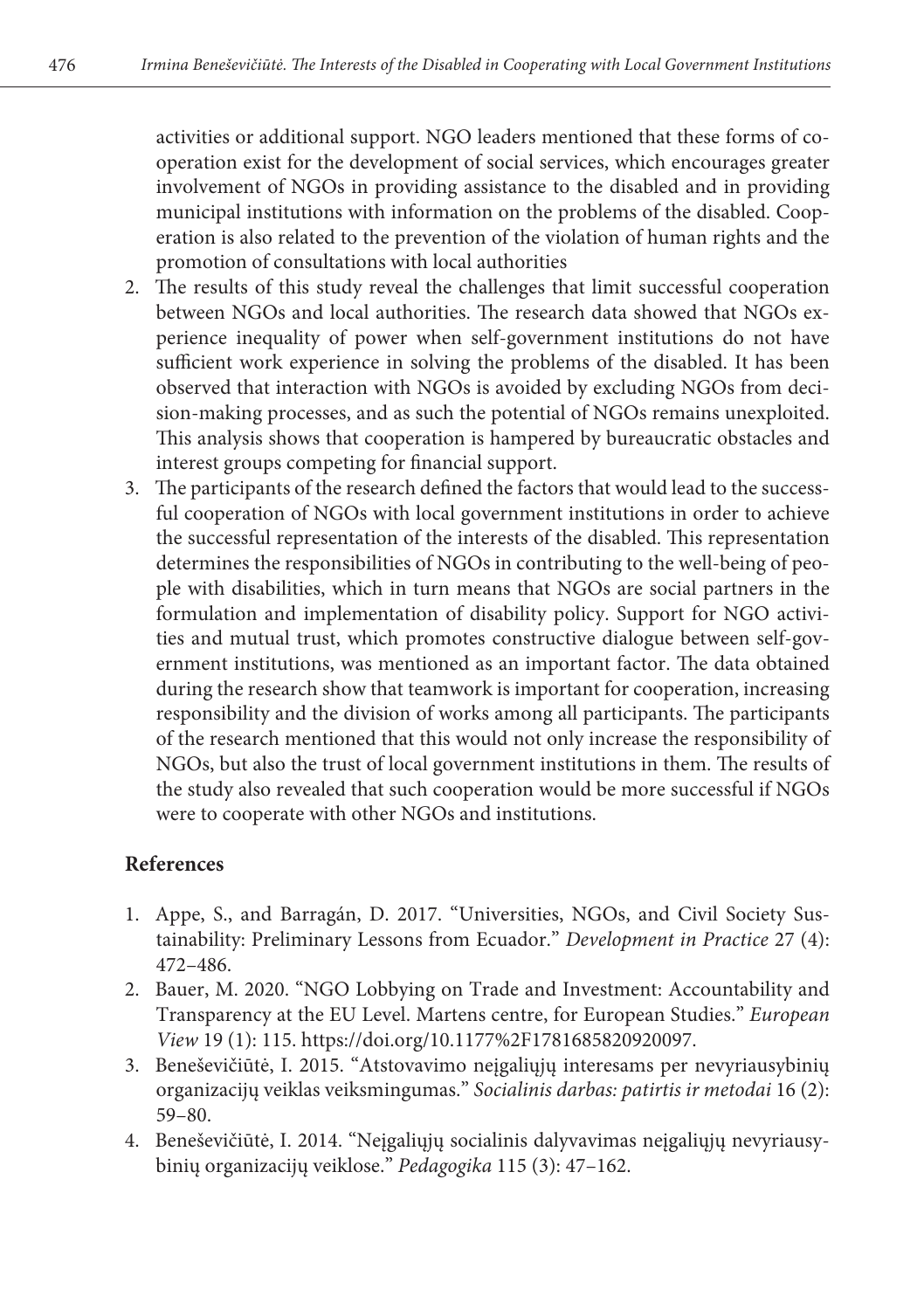activities or additional support. NGO leaders mentioned that these forms of cooperation exist for the development of social services, which encourages greater involvement of NGOs in providing assistance to the disabled and in providing municipal institutions with information on the problems of the disabled. Cooperation is also related to the prevention of the violation of human rights and the promotion of consultations with local authorities

2. The results of this study reveal the challenges that limit successful cooperation between NGOs and local authorities. The research data showed that NGOs experience inequality of power when self-government institutions do not have sufficient work experience in solving the problems of the disabled. It has been observed that interaction with NGOs is avoided by excluding NGOs from decision-making processes, and as such the potential of NGOs remains unexploited. This analysis shows that cooperation is hampered by bureaucratic obstacles and interest groups competing for financial support.
3. The participants of the research defined the factors that would lead to the successful cooperation of NGOs with local government institutions in order to achieve the successful representation of the interests of the disabled. This representation determines the responsibilities of NGOs in contributing to the well-being of people with disabilities, which in turn means that NGOs are social partners in the formulation and implementation of disability policy. Support for NGO activities and mutual trust, which promotes constructive dialogue between self-government institutions, was mentioned as an important factor. The data obtained during the research show that teamwork is important for cooperation, increasing responsibility and the division of works among all participants. The participants of the research mentioned that this would not only increase the responsibility of NGOs, but also the trust of local government institutions in them. The results of the study also revealed that such cooperation would be more successful if NGOs were to cooperate with other NGOs and institutions.

## References

1. Appe, S., and Barragán, D. 2017. "Universities, NGOs, and Civil Society Sustainability: Preliminary Lessons from Ecuador." *Development in Practice* 27 (4): 472–486.
2. Bauer, M. 2020. "NGO Lobbying on Trade and Investment: Accountability and Transparency at the EU Level. Martens centre, for European Studies." *European View* 19 (1): 115. https://doi.org/10.1177%2F1781685820920097.
3. Beneševičiūtė, I. 2015. "Atstovavimo neįgaliųjų interesams per nevyriausybinių organizacijų veiklas veiksmingumas." *Socialinis darbas: patirtis ir metodai* 16 (2): 59–80.
4. Beneševičiūtė, I. 2014. "Neįgaliųjų socialinis dalyvavimas neįgaliųjų nevyriausybinių organizacijų veiklose." *Pedagogika* 115 (3): 47–162.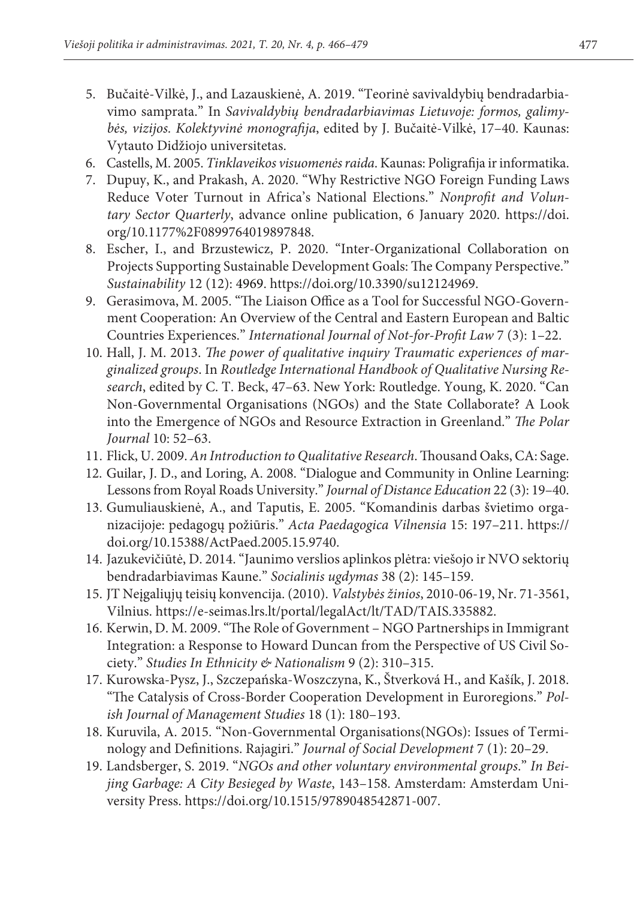5. Bučaitė-Vilkė, J., and Lazauskienė, A. 2019. "Teorinė savivaldybių bendradarbiavimo samprata." In *Savivaldybių bendradarbiavimas Lietuvoje: formos, galimybės, vizijos. Kolektyvinė monografija*, edited by J. Bučaitė-Vilkė, 17–40. Kaunas: Vytauto Didžiojo universitetas.
6. Castells, M. 2005. *Tinklaveikos visuomenės raida*. Kaunas: Poligrafija ir informatika.
7. Dupuy, K., and Prakash, A. 2020. "Why Restrictive NGO Foreign Funding Laws Reduce Voter Turnout in Africa's National Elections." *Nonprofit and Voluntary Sector Quarterly*, advance online publication, 6 January 2020. https://doi.org/10.1177%2F0899764019897848.
8. Escher, I., and Brzustewicz, P. 2020. "Inter-Organizational Collaboration on Projects Supporting Sustainable Development Goals: The Company Perspective." *Sustainability* 12 (12): 4969. https://doi.org/10.3390/su12124969.
9. Gerasimova, M. 2005. "The Liaison Office as a Tool for Successful NGO-Government Cooperation: An Overview of the Central and Eastern European and Baltic Countries Experiences." *International Journal of Not-for-Profit Law* 7 (3): 1–22.
10. Hall, J. M. 2013. *The power of qualitative inquiry Traumatic experiences of marginalized groups*. In *Routledge International Handbook of Qualitative Nursing Research*, edited by C. T. Beck, 47–63. New York: Routledge. Young, K. 2020. "Can Non-Governmental Organisations (NGOs) and the State Collaborate? A Look into the Emergence of NGOs and Resource Extraction in Greenland." *The Polar Journal* 10: 52–63.
11. Flick, U. 2009. *An Introduction to Qualitative Research*. Thousand Oaks, CA: Sage.
12. Guilar, J. D., and Loring, A. 2008. "Dialogue and Community in Online Learning: Lessons from Royal Roads University." *Journal of Distance Education* 22 (3): 19–40.
13. Gumuliauskienė, A., and Taputis, E. 2005. "Komandinis darbas švietimo organizacijoje: pedagogų požiūris." *Acta Paedagogica Vilnensia* 15: 197–211. https://doi.org/10.15388/ActPaed.2005.15.9740.
14. Jazukevičiūtė, D. 2014. "Jaunimo verslios aplinkos plėtra: viešojo ir NVO sektorių bendradarbiavimas Kaune." *Socialinis ugdymas* 38 (2): 145–159.
15. JT Neįgaliųjų teisių konvencija. (2010). *Valstybės žinios*, 2010-06-19, Nr. 71-3561, Vilnius. https://e-seimas.lrs.lt/portal/legalAct/lt/TAD/TAIS.335882.
16. Kerwin, D. M. 2009. "The Role of Government – NGO Partnerships in Immigrant Integration: a Response to Howard Duncan from the Perspective of US Civil Society." *Studies In Ethnicity & Nationalism* 9 (2): 310–315.
17. Kurowska-Pysz, J., Szczepańska-Woszczyna, K., Štverková H., and Kašík, J. 2018. "The Catalysis of Cross-Border Cooperation Development in Euroregions." *Polish Journal of Management Studies* 18 (1): 180–193.
18. Kuruvila, A. 2015. "Non-Governmental Organisations(NGOs): Issues of Terminology and Definitions. Rajagiri." *Journal of Social Development* 7 (1): 20–29.
19. Landsberger, S. 2019. "*NGOs and other voluntary environmental groups*." *In Beijing Garbage: A City Besieged by Waste*, 143–158. Amsterdam: Amsterdam University Press. https://doi.org/10.1515/9789048542871-007.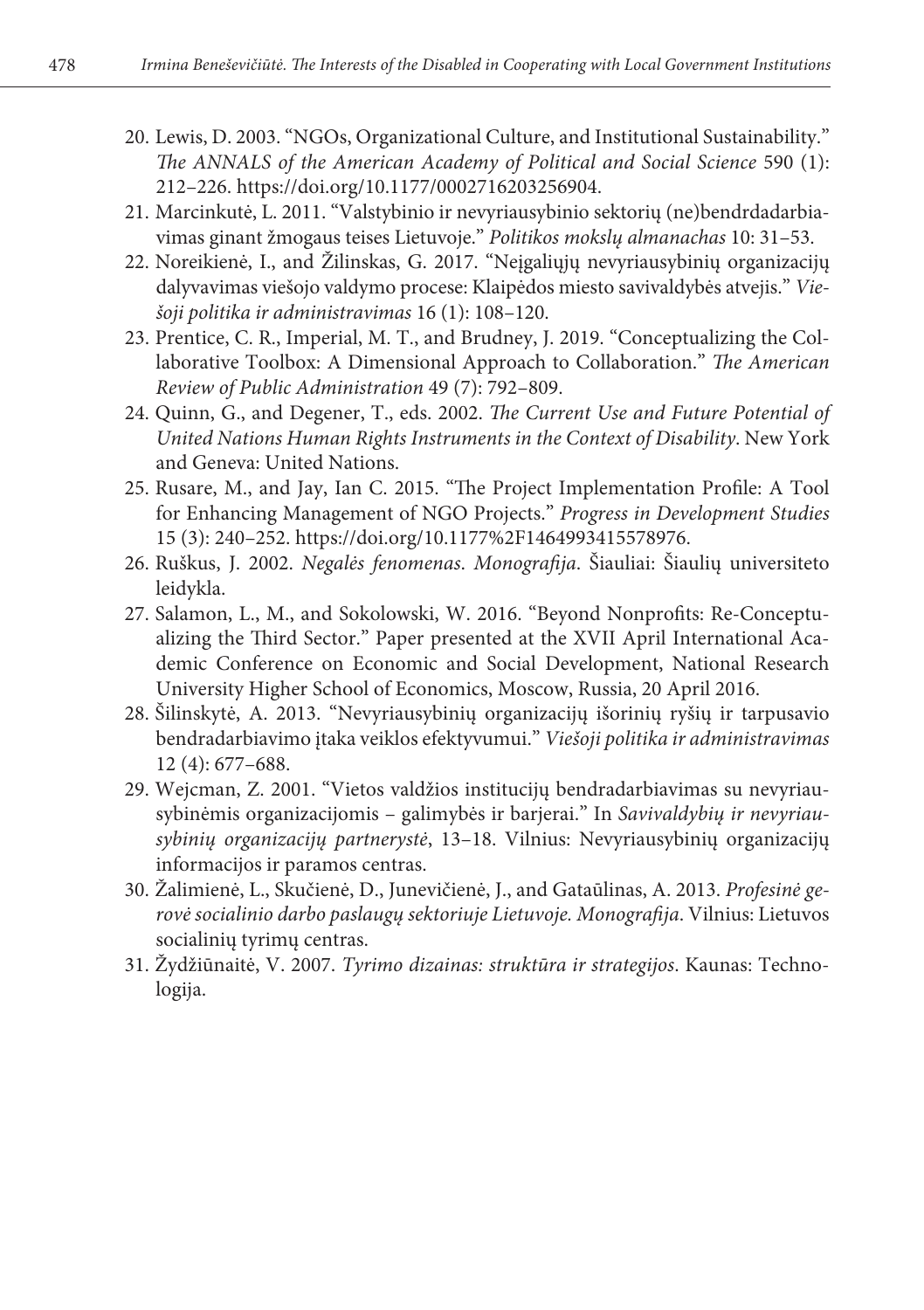20. Lewis, D. 2003. "NGOs, Organizational Culture, and Institutional Sustainability." *The ANNALS of the American Academy of Political and Social Science* 590 (1): 212–226. https://doi.org/10.1177/0002716203256904.
21. Marcinkutė, L. 2011. "Valstybinio ir nevyriausybinio sektorių (ne)bendrdadarbiavimas ginant žmogaus teises Lietuvoje." *Politikos mokslų almanachas* 10: 31–53.
22. Noreikienė, I., and Žilinskas, G. 2017. "Neįgaliųjų nevyriausybinių organizacijų dalyvavimas viešojo valdymo procese: Klaipėdos miesto savivaldybės atvejis." *Viešoji politika ir administravimas* 16 (1): 108–120.
23. Prentice, C. R., Imperial, M. T., and Brudney, J. 2019. "Conceptualizing the Collaborative Toolbox: A Dimensional Approach to Collaboration." *The American Review of Public Administration* 49 (7): 792–809.
24. Quinn, G., and Degener, T., eds. 2002. *The Current Use and Future Potential of United Nations Human Rights Instruments in the Context of Disability*. New York and Geneva: United Nations.
25. Rusare, M., and Jay, Ian C. 2015. "The Project Implementation Profile: A Tool for Enhancing Management of NGO Projects." *Progress in Development Studies* 15 (3): 240–252. https://doi.org/10.1177%2F1464993415578976.
26. Ruškus, J. 2002. *Negalės fenomenas. Monografija*. Šiauliai: Šiaulių universiteto leidykla.
27. Salamon, L., M., and Sokolowski, W. 2016. "Beyond Nonprofits: Re-Conceptualizing the Third Sector." Paper presented at the XVII April International Academic Conference on Economic and Social Development, National Research University Higher School of Economics, Moscow, Russia, 20 April 2016.
28. Šilinskytė, A. 2013. "Nevyriausybinių organizacijų išorinių ryšių ir tarpusavio bendradarbiavimo įtaka veiklos efektyvumui." *Viešoji politika ir administravimas* 12 (4): 677–688.
29. Wejcman, Z. 2001. "Vietos valdžios institucijų bendradarbiavimas su nevyriausybinėmis organizacijomis – galimybės ir barjerai." In *Savivaldybių ir nevyriausybinių organizacijų partnerystė*, 13–18. Vilnius: Nevyriausybinių organizacijų informacijos ir paramos centras.
30. Žalimienė, L., Skučienė, D., Junevičienė, J., and Gataūlinas, A. 2013. *Profesinė gerovė socialinio darbo paslaugų sektoriuje Lietuvoje. Monografija*. Vilnius: Lietuvos socialinių tyrimų centras.
31. Žydžiūnaitė, V. 2007. *Tyrimo dizainas: struktūra ir strategijos*. Kaunas: Technologija.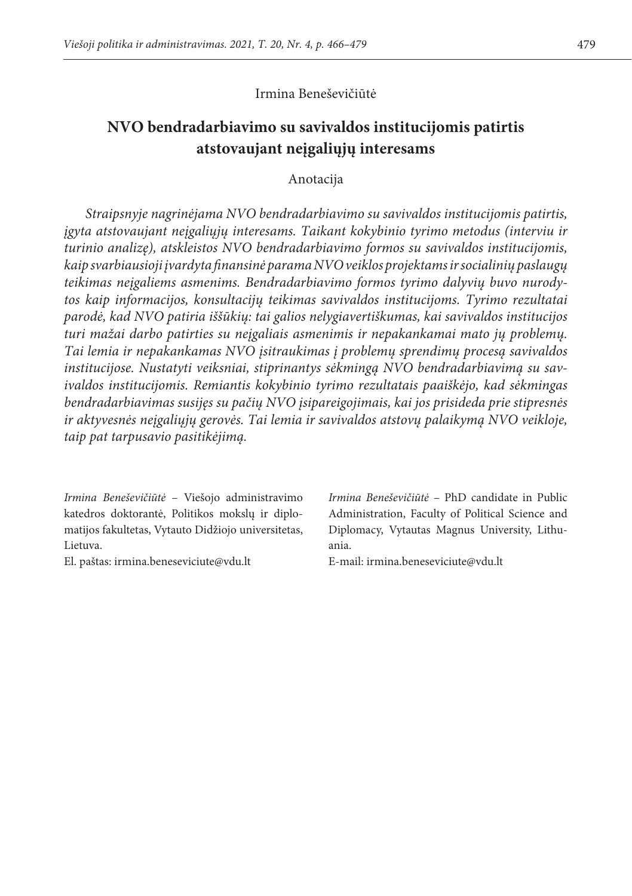Irmina Beneševičiūtė

# NVO bendradarbiavimo su savivaldos institucijomis patirtis atstovaujant neįgaliųjų interesams

Anotacija

*Straipsnyje nagrinėjama NVO bendradarbiavimo su savivaldos institucijomis patirtis, įgyta atstovaujant neįgaliųjų interesams. Taikant kokybinio tyrimo metodus (interviu ir turinio analizę), atskleistos NVO bendradarbiavimo formos su savivaldos institucijomis, kaip svarbiausioji įvardyta finansinė parama NVO veiklos projektams ir socialinių paslaugų teikimas neįgaliems asmenims. Bendradarbiavimo formos tyrimo dalyvių buvo nurodytos kaip informacijos, konsultacijų teikimas savivaldos institucijoms. Tyrimo rezultatai parodė, kad NVO patiria iššūkių: tai galios nelygiavertiškumas, kai savivaldos institucijos turi mažai darbo patirties su neįgaliais asmenimis ir nepakankamai mato jų problemų. Tai lemia ir nepakankamas NVO įsitraukimas į problemų sprendimų procesą savivaldos institucijose. Nustatyti veiksniai, stiprinantys sėkmingą NVO bendradarbiavimą su savivaldos institucijomis. Remiantis kokybinio tyrimo rezultatais paaiškėjo, kad sėkmingas bendradarbiavimas susijęs su pačių NVO įsipareigojimais, kai jos prisideda prie stipresnės ir aktyvesnės neįgaliųjų gerovės. Tai lemia ir savivaldos atstovų palaikymą NVO veikloje, taip pat tarpusavio pasitikėjimą.*

*Irmina Beneševičiūtė* – Viešojo administravimo katedros doktorantė, Politikos mokslų ir diplomatijos fakultetas, Vytauto Didžiojo universitetas, Lietuva.

El. paštas: irmina.beneseviciute@vdu.lt

*Irmina Beneševičiūtė* – PhD candidate in Public Administration, Faculty of Political Science and Diplomacy, Vytautas Magnus University, Lithuania.

E-mail: irmina.beneseviciute@vdu.lt